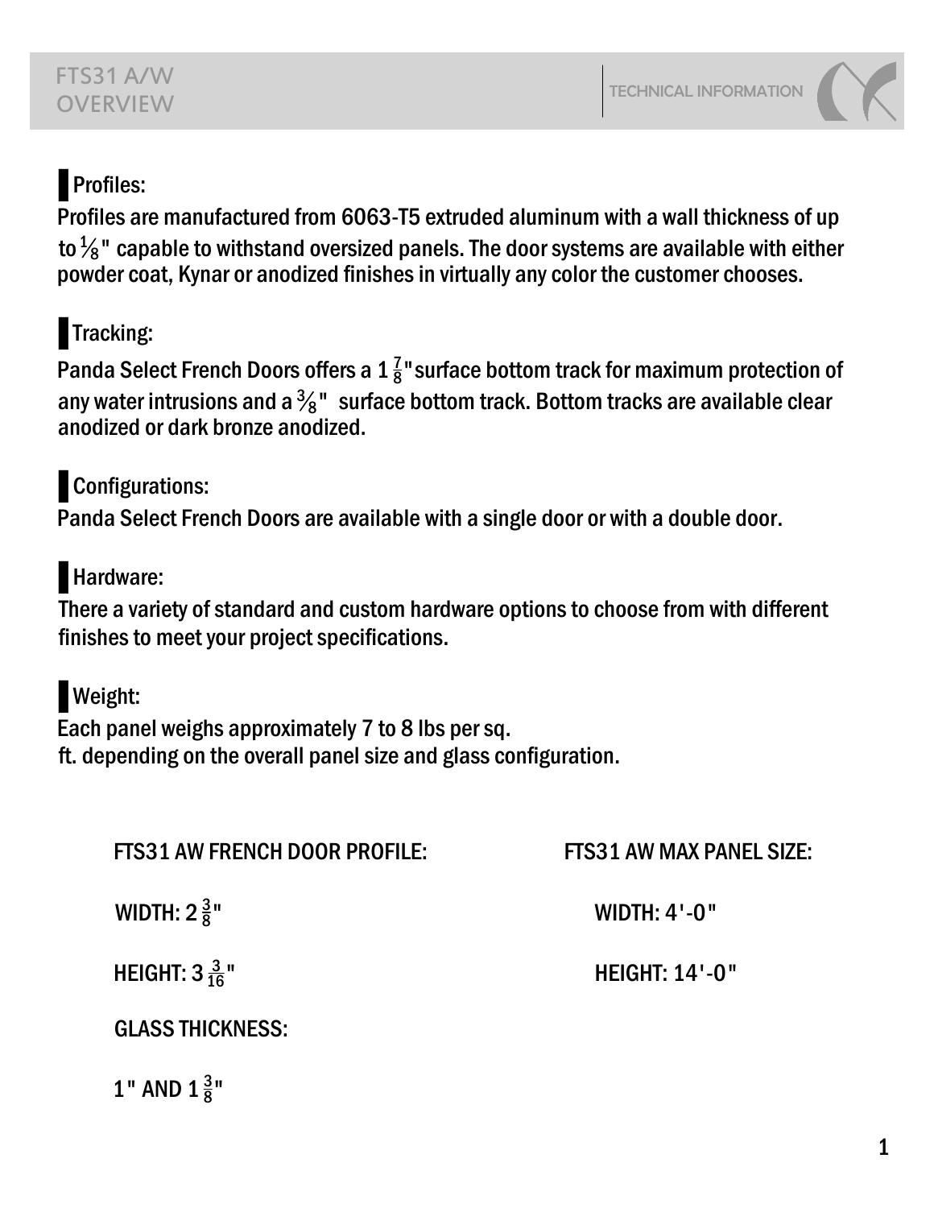# FTS31 A/W OVERVIEW

TECHNICAL INFORMATION

## Profiles:

Profiles are manufactured from 6063-T5 extruded aluminum with a wall thickness of up to 1/8" capable to withstand oversized panels. The door systems are available with either powder coat, Kynar or anodized finishes in virtually any color the customer chooses.

## Tracking:

Panda Select French Doors offers a 1 7/8" surface bottom track for maximum protection of any water intrusions and a 3/8" surface bottom track. Bottom tracks are available clear anodized or dark bronze anodized.

## Configurations:

Panda Select French Doors are available with a single door or with a double door.

## Hardware:

There a variety of standard and custom hardware options to choose from with different finishes to meet your project specifications.

## Weight:

Each panel weighs approximately 7 to 8 lbs per sq.
ft. depending on the overall panel size and glass configuration.

FTS31 AW FRENCH DOOR PROFILE:

WIDTH: 2 3/8"

HEIGHT: 3 3/16"

GLASS THICKNESS:

1" AND 1 3/8"

FTS31 AW MAX PANEL SIZE:

WIDTH: 4'-0"

HEIGHT: 14'-0"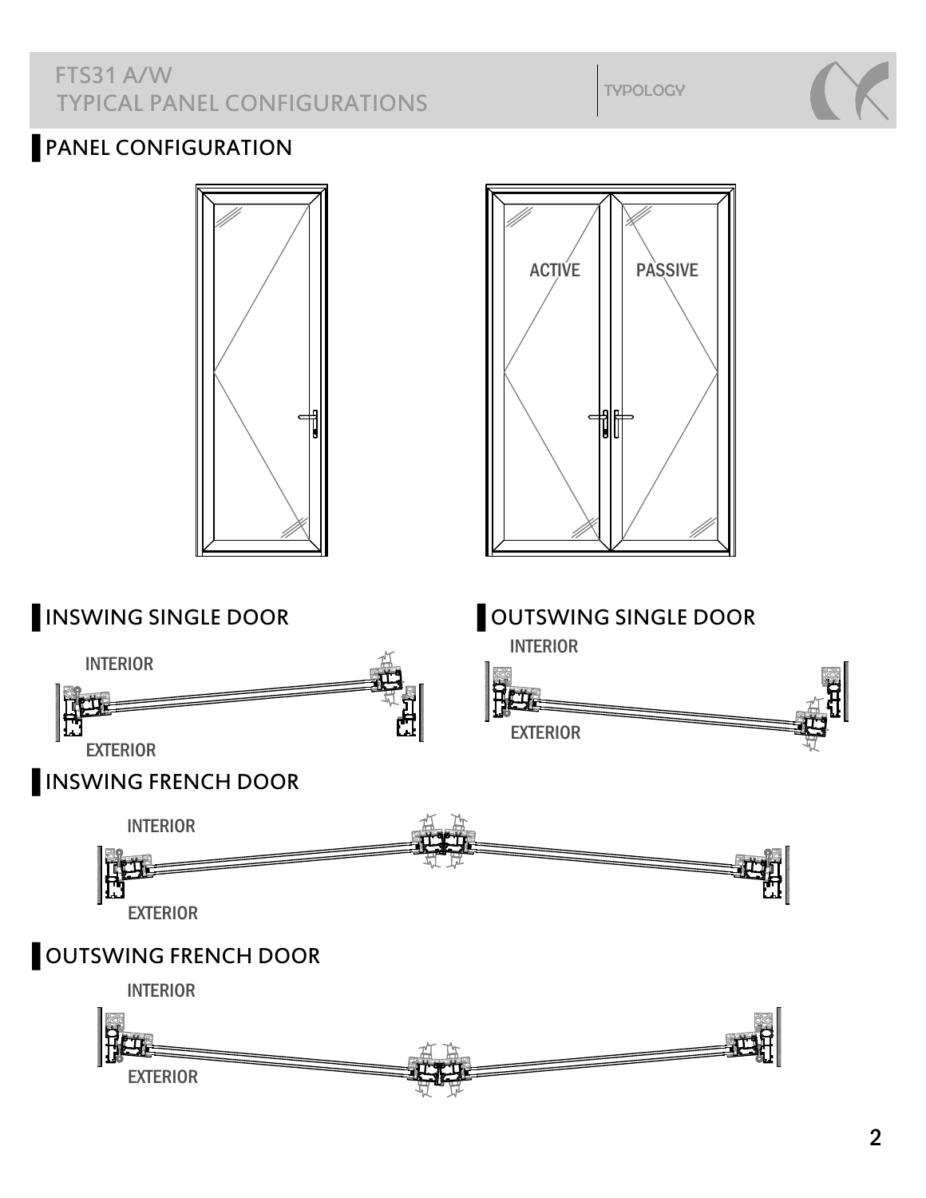# FTS31 A/W TYPICAL PANEL CONFIGURATIONS

TYPOLOGY

## PANEL CONFIGURATION

ACTIVE

PASSIVE

## INSWING SINGLE DOOR

INTERIOR

EXTERIOR

## OUTSWING SINGLE DOOR

INTERIOR

EXTERIOR

## INSWING FRENCH DOOR

INTERIOR

EXTERIOR

## OUTSWING FRENCH DOOR

INTERIOR

EXTERIOR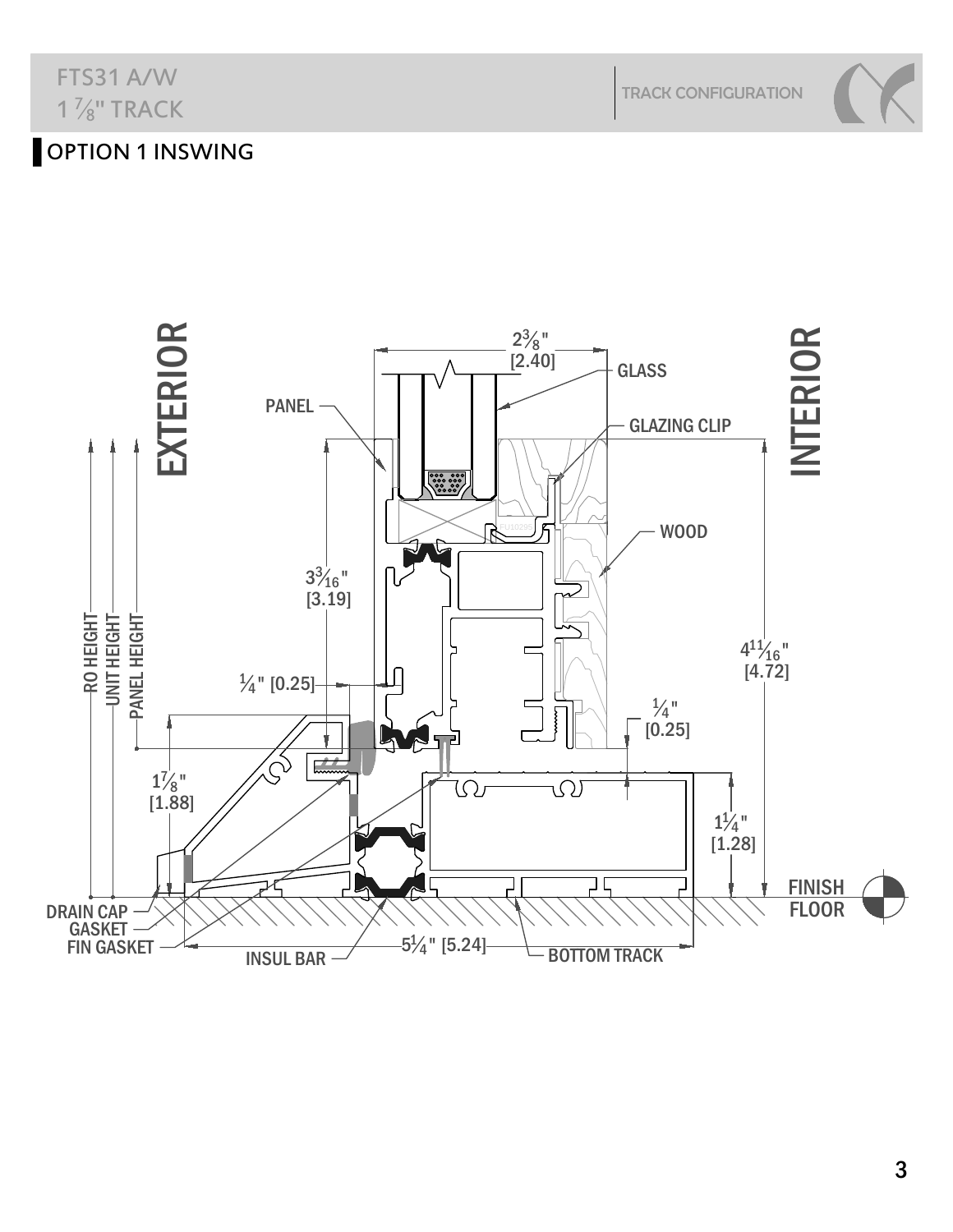FTS31 A/W
1 7/8" TRACK

TRACK CONFIGURATION

## OPTION 1 INSWING

EXTERIOR

INTERIOR

2 3/8" [2.40]

GLASS

PANEL

GLAZING CLIP

WOOD

3 3/16" [3.19]

1/4" [0.25]

4 11/16" [4.72]

1/4" [0.25]

RO HEIGHT

UNIT HEIGHT

PANEL HEIGHT

1 7/8" [1.88]

1 1/4" [1.28]

FINISH FLOOR

DRAIN CAP

GASKET

FIN GASKET

INSUL BAR

5 1/4" [5.24]

BOTTOM TRACK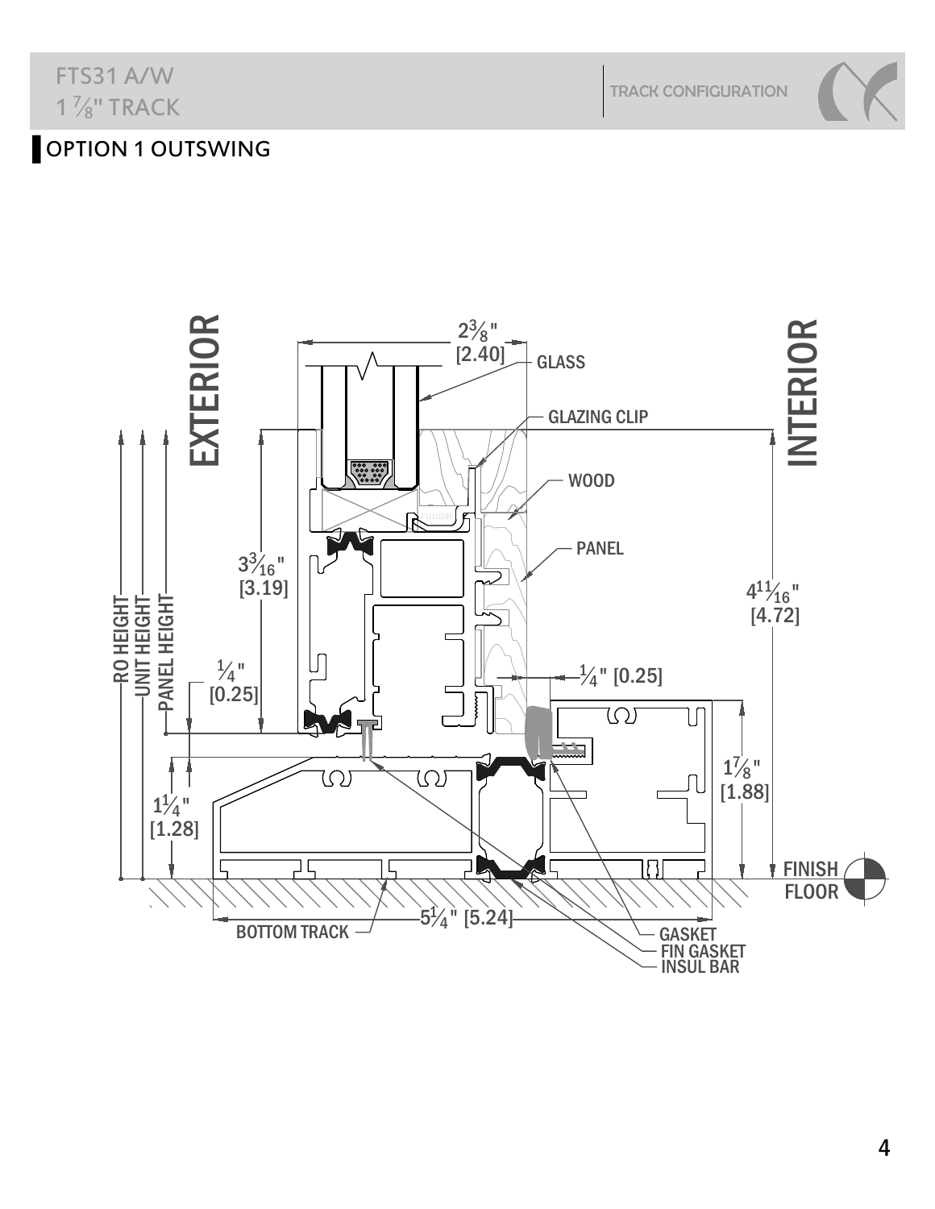## OPTION 1 OUTSWING

EXTERIOR

INTERIOR

2⅜" [2.40]

GLASS

GLAZING CLIP

WOOD

PANEL

3³⁄₁₆" [3.19]

4¹¹⁄₁₆" [4.72]

¼" [0.25]

¼" [0.25]

1⅞" [1.88]

1¼" [1.28]

RO HEIGHT

UNIT HEIGHT

PANEL HEIGHT

FINISH FLOOR

BOTTOM TRACK

5¼" [5.24]

GASKET

FIN GASKET

INSUL BAR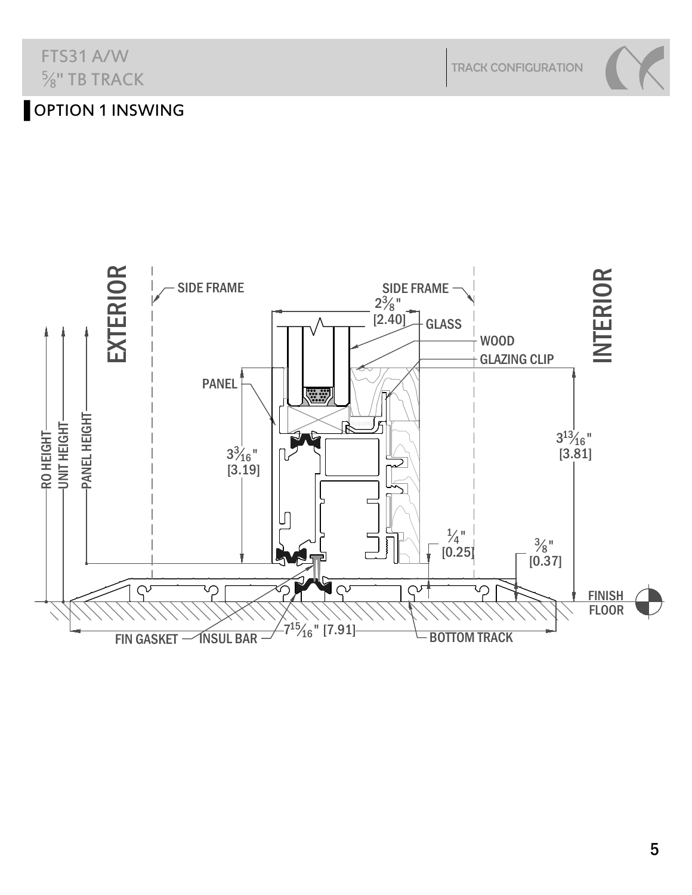FTS31 A/W

⅝" TB TRACK

TRACK CONFIGURATION

## OPTION 1 INSWING

EXTERIOR

INTERIOR

SIDE FRAME

SIDE FRAME

2⅜" [2.40]

GLASS

WOOD

GLAZING CLIP

PANEL

3³⁄₁₆" [3.19]

3¹³⁄₁₆" [3.81]

RO HEIGHT

UNIT HEIGHT

PANEL HEIGHT

¼" [0.25]

⅜" [0.37]

FINISH FLOOR

FIN GASKET

INSUL BAR

7¹⁵⁄₁₆" [7.91]

BOTTOM TRACK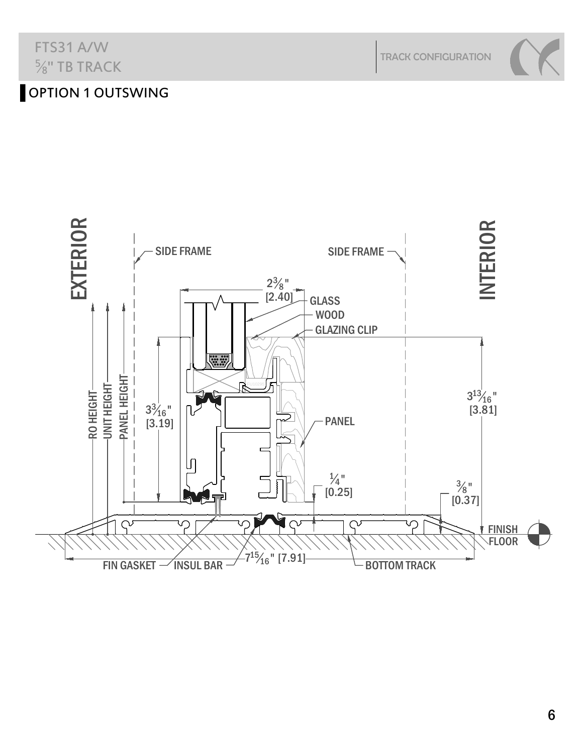FTS31 A/W
⅝" TB TRACK

TRACK CONFIGURATION

## OPTION 1 OUTSWING

EXTERIOR

INTERIOR

SIDE FRAME

SIDE FRAME

2⅜" [2.40]

GLASS

WOOD

GLAZING CLIP

RO HEIGHT

UNIT HEIGHT

PANEL HEIGHT

3³⁄₁₆" [3.19]

3¹³⁄₁₆" [3.81]

PANEL

¼" [0.25]

⅜" [0.37]

FINISH FLOOR

FIN GASKET

INSUL BAR

7¹⁵⁄₁₆" [7.91]

BOTTOM TRACK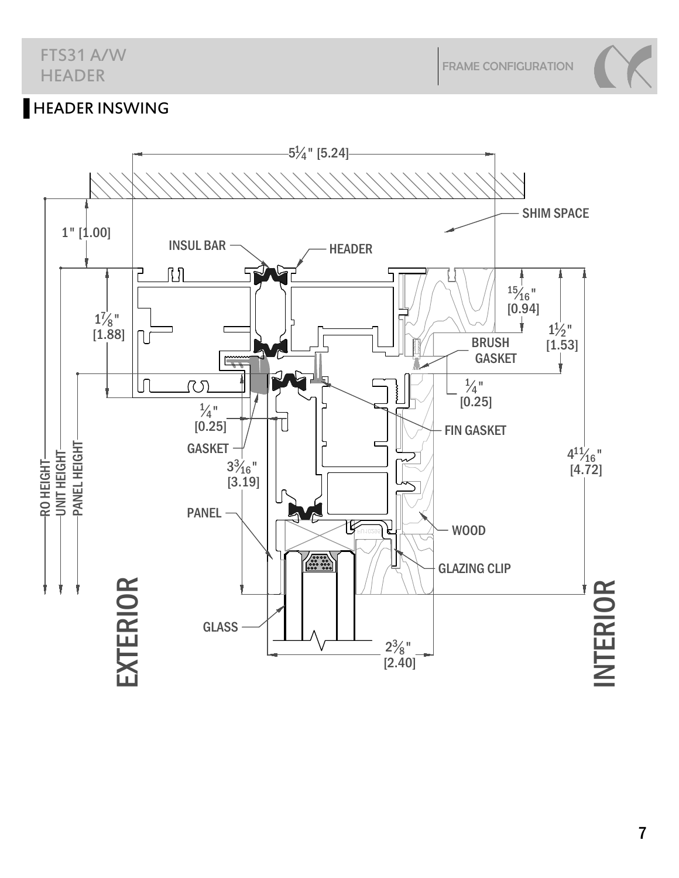## HEADER INSWING

5¼" [5.24]

SHIM SPACE

1" [1.00]

INSUL BAR

HEADER

15/16" [0.94]

1⅞" [1.88]

1½" [1.53]

BRUSH GASKET

¼" [0.25]

¼" [0.25]

FIN GASKET

GASKET

3 3/16" [3.19]

4 11/16" [4.72]

RO HEIGHT

UNIT HEIGHT

PANEL HEIGHT

PANEL

WOOD

GLAZING CLIP

GLASS

2⅜" [2.40]

EXTERIOR

INTERIOR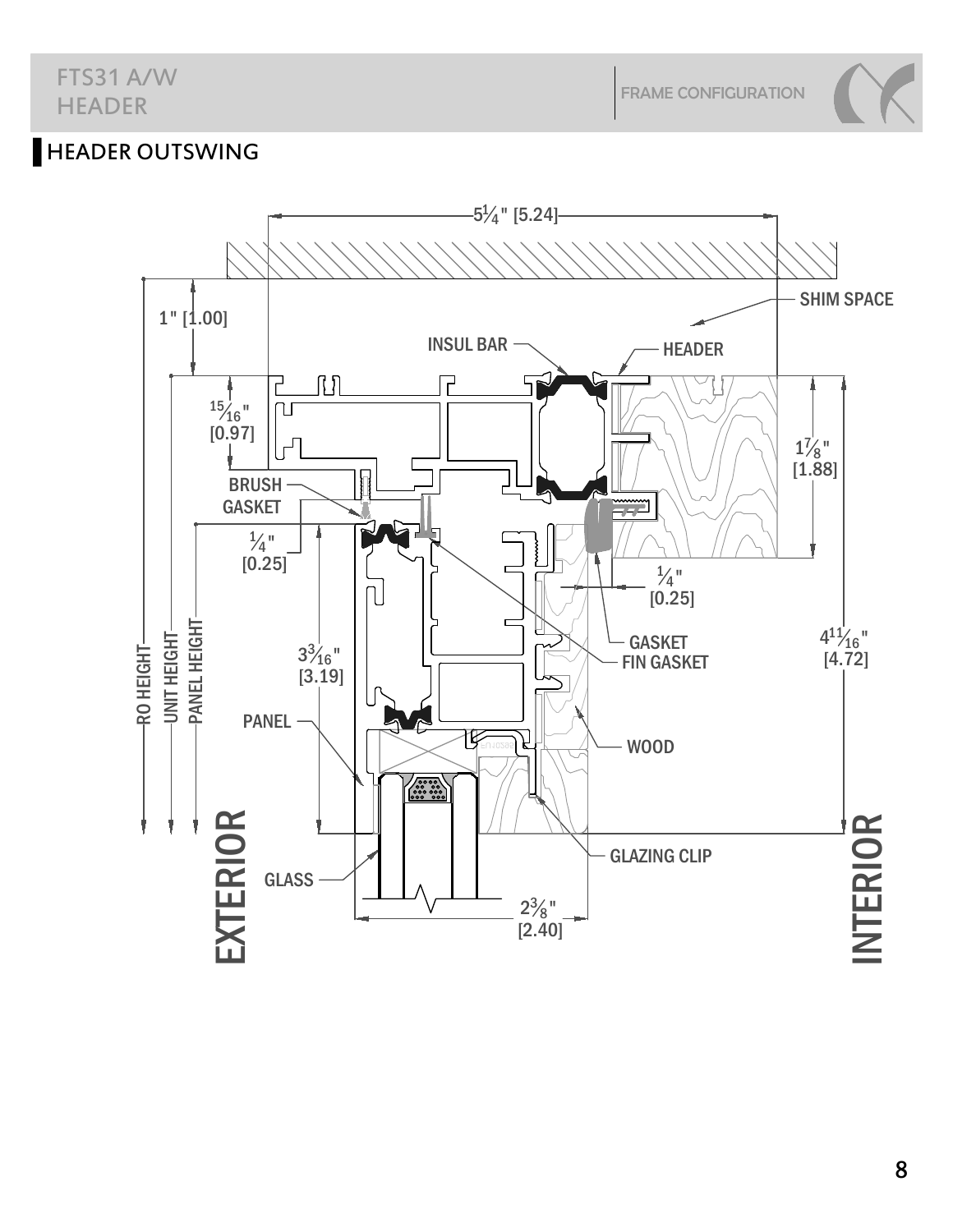## HEADER OUTSWING

5¼" [5.24]

SHIM SPACE

1" [1.00]

INSUL BAR

HEADER

15/16" [0.97]

1⅞" [1.88]

BRUSH GASKET

¼" [0.25]

¼" [0.25]

GASKET

FIN GASKET

RO HEIGHT

UNIT HEIGHT

PANEL HEIGHT

3 3/16" [3.19]

4 11/16" [4.72]

PANEL

WOOD

GLAZING CLIP

GLASS

2⅜" [2.40]

EXTERIOR

INTERIOR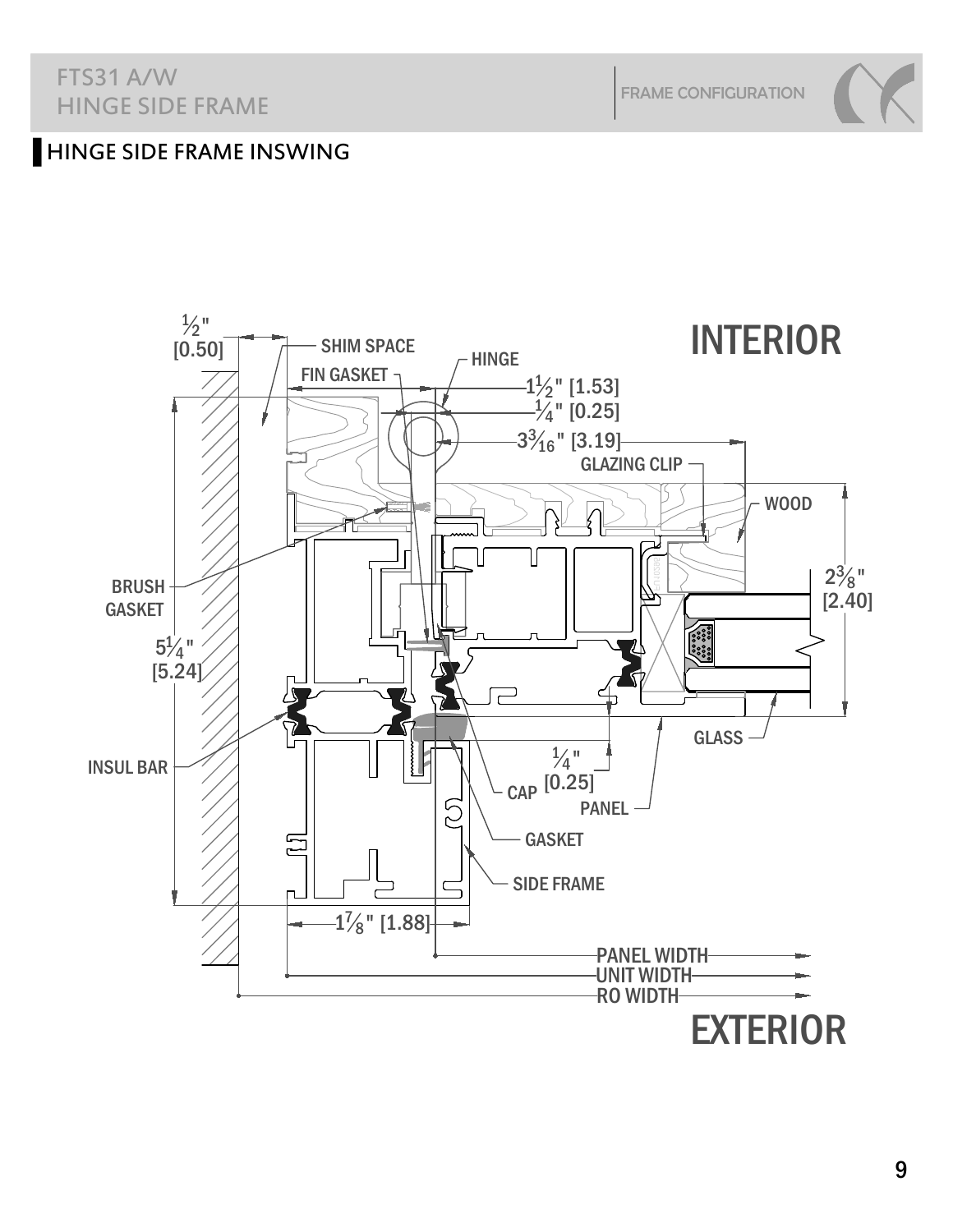## HINGE SIDE FRAME INSWING

INTERIOR

½" [0.50]

SHIM SPACE

HINGE

FIN GASKET

1½" [1.53]

¼" [0.25]

3³⁄₁₆" [3.19]

GLAZING CLIP

WOOD

2⅜" [2.40]

BRUSH GASKET

5¼" [5.24]

INSUL BAR

GLASS

¼" [0.25]

CAP

PANEL

GASKET

SIDE FRAME

1⅞" [1.88]

PANEL WIDTH

UNIT WIDTH

RO WIDTH

EXTERIOR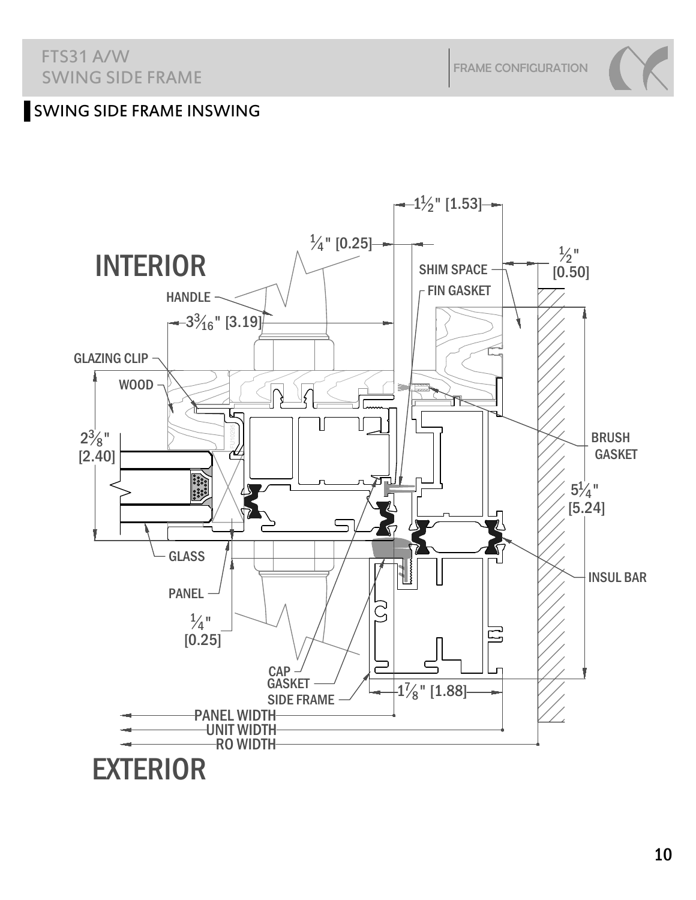## SWING SIDE FRAME INSWING

INTERIOR

1½" [1.53]

¼" [0.25]

½" [0.50]

SHIM SPACE

FIN GASKET

HANDLE

3³⁄₁₆" [3.19]

GLAZING CLIP

WOOD

2⅜" [2.40]

BRUSH GASKET

5¼" [5.24]

INSUL BAR

GLASS

PANEL

¼" [0.25]

CAP

GASKET

SIDE FRAME

1⅞" [1.88]

PANEL WIDTH

UNIT WIDTH

RO WIDTH

EXTERIOR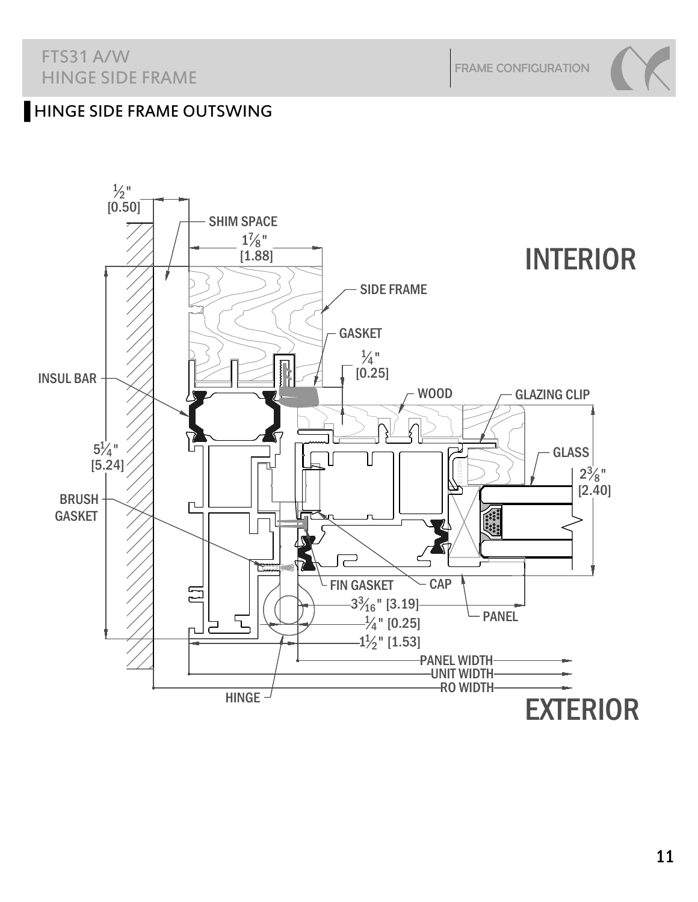## HINGE SIDE FRAME OUTSWING

INTERIOR

½" [0.50]

SHIM SPACE

1⅞" [1.88]

SIDE FRAME

GASKET

¼" [0.25]

INSUL BAR

WOOD

GLAZING CLIP

GLASS

5¼" [5.24]

2⅜" [2.40]

BRUSH GASKET

FIN GASKET

CAP

3$^{3}/_{16}$" [3.19]

PANEL

¼" [0.25]

1½" [1.53]

PANEL WIDTH

UNIT WIDTH

RO WIDTH

HINGE

EXTERIOR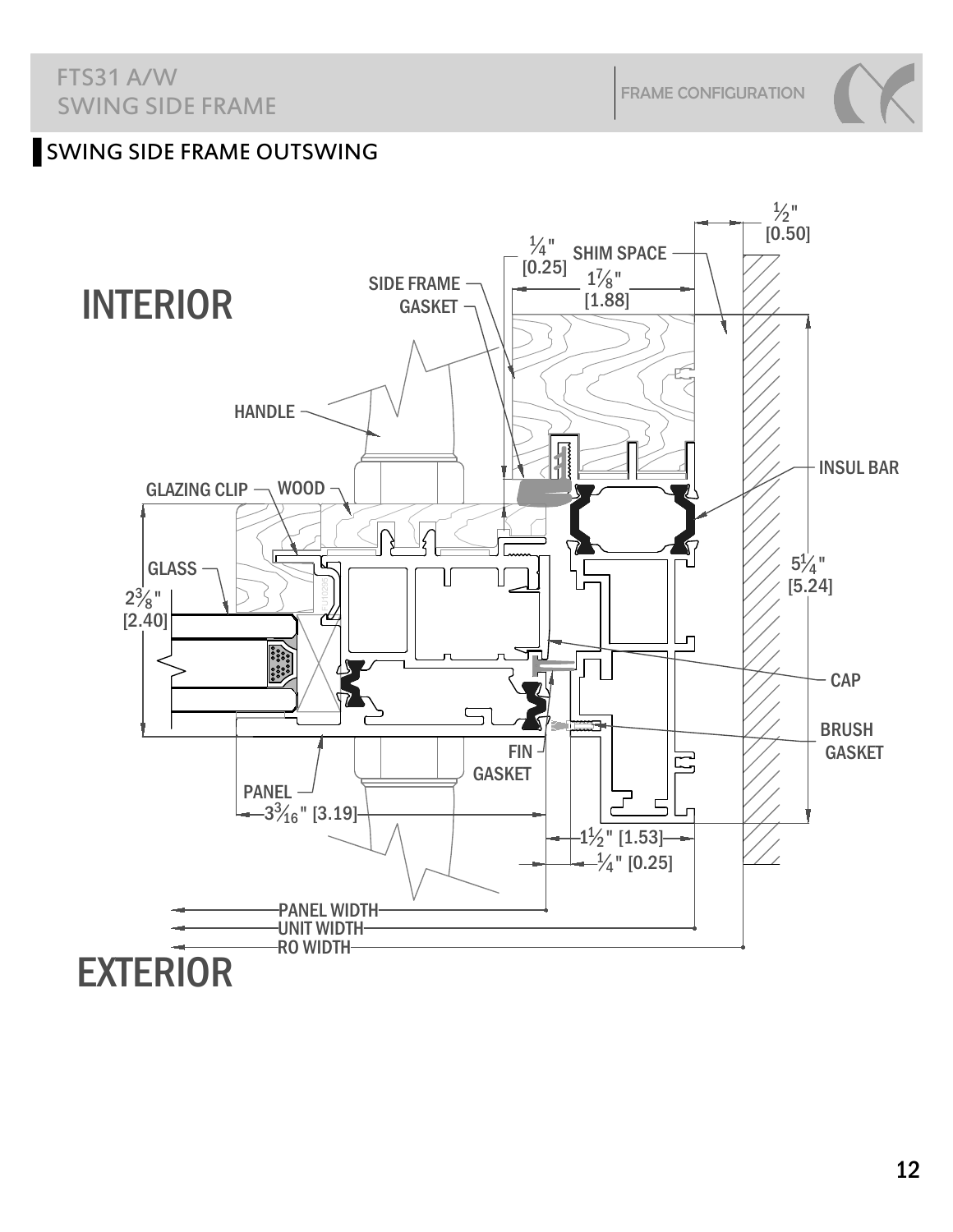## SWING SIDE FRAME OUTSWING

INTERIOR

SIDE FRAME GASKET

HANDLE

GLAZING CLIP

WOOD

GLASS

$2\frac{3}{8}$" [2.40]

$\frac{1}{4}$" [0.25]

SHIM SPACE

$1\frac{7}{8}$" [1.88]

$\frac{1}{2}$" [0.50]

INSUL BAR

$5\frac{1}{4}$" [5.24]

CAP

BRUSH GASKET

FIN GASKET

PANEL

$3\frac{3}{16}$" [3.19]

$1\frac{1}{2}$" [1.53]

$\frac{1}{4}$" [0.25]

PANEL WIDTH

UNIT WIDTH

RO WIDTH

EXTERIOR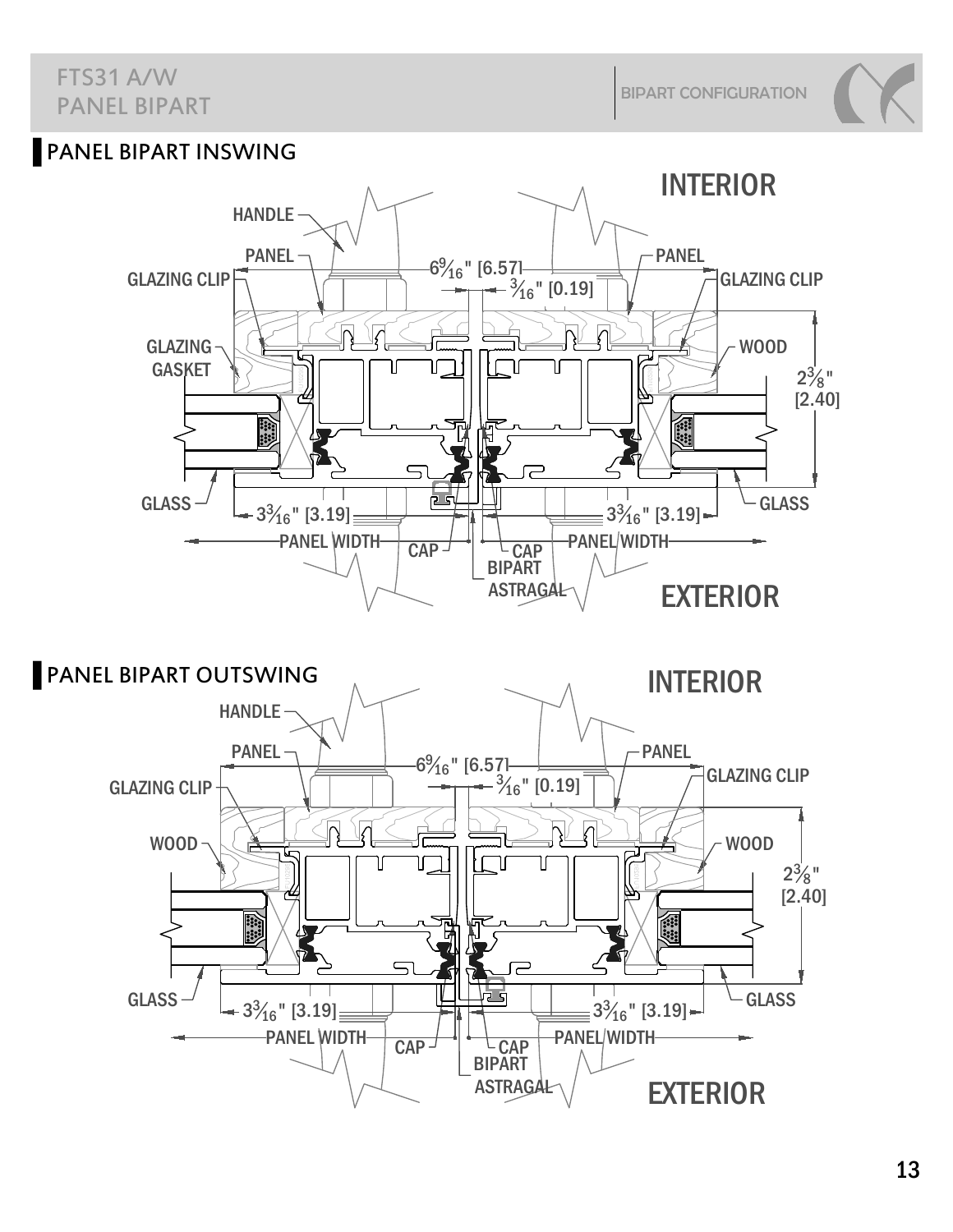# FTS31 A/W PANEL BIPART

BIPART CONFIGURATION

## PANEL BIPART INSWING

INTERIOR

HANDLE

PANEL

PANEL

GLAZING CLIP

GLAZING CLIP

$6\frac{9}{16}$" [6.57]

$\frac{3}{16}$" [0.19]

GLAZING GASKET

WOOD

$2\frac{3}{8}$" [2.40]

GLASS

GLASS

$3\frac{3}{16}$" [3.19]

$3\frac{3}{16}$" [3.19]

PANEL WIDTH

PANEL WIDTH

CAP

CAP

BIPART ASTRAGAL

EXTERIOR

## PANEL BIPART OUTSWING

INTERIOR

HANDLE

PANEL

PANEL

GLAZING CLIP

GLAZING CLIP

$6\frac{9}{16}$" [6.57]

$\frac{3}{16}$" [0.19]

WOOD

WOOD

$2\frac{3}{8}$" [2.40]

GLASS

GLASS

$3\frac{3}{16}$" [3.19]

$3\frac{3}{16}$" [3.19]

PANEL WIDTH

PANEL WIDTH

CAP

CAP

BIPART ASTRAGAL

EXTERIOR